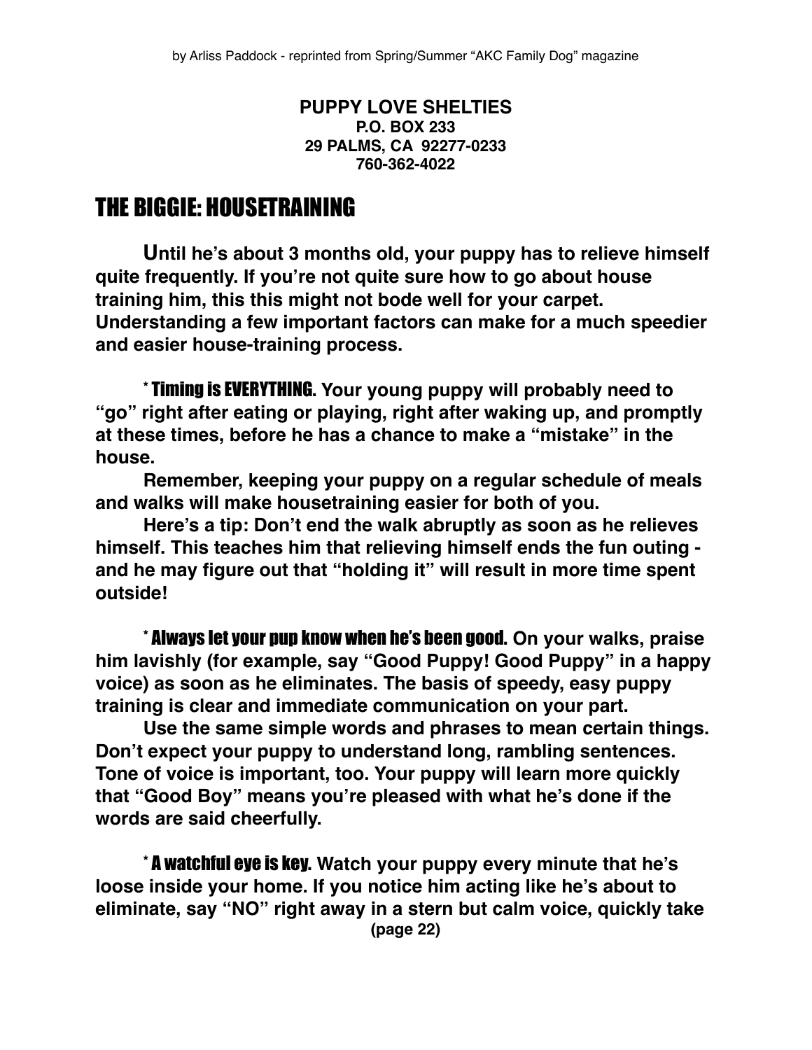by Arliss Paddock - reprinted from Spring/Summer "AKC Family Dog" magazine

**PUPPY LOVE SHELTIES**
**P.O. BOX 233**
**29 PALMS, CA 92277-0233**
**760-362-4022**

# THE BIGGIE: HOUSETRAINING

**Until he's about 3 months old, your puppy has to relieve himself quite frequently. If you're not quite sure how to go about house training him, this this might not bode well for your carpet. Understanding a few important factors can make for a much speedier and easier house-training process.**

*** Timing is EVERYTHING. Your young puppy will probably need to "go" right after eating or playing, right after waking up, and promptly at these times, before he has a chance to make a "mistake" in the house.**

**Remember, keeping your puppy on a regular schedule of meals and walks will make housetraining easier for both of you.**

**Here's a tip: Don't end the walk abruptly as soon as he relieves himself. This teaches him that relieving himself ends the fun outing - and he may figure out that "holding it" will result in more time spent outside!**

*** Always let your pup know when he's been good. On your walks, praise him lavishly (for example, say "Good Puppy! Good Puppy" in a happy voice) as soon as he eliminates. The basis of speedy, easy puppy training is clear and immediate communication on your part.**

**Use the same simple words and phrases to mean certain things. Don't expect your puppy to understand long, rambling sentences. Tone of voice is important, too. Your puppy will learn more quickly that "Good Boy" means you're pleased with what he's done if the words are said cheerfully.**

*** A watchful eye is key. Watch your puppy every minute that he's loose inside your home. If you notice him acting like he's about to eliminate, say "NO" right away in a stern but calm voice, quickly take**

**(page 22)**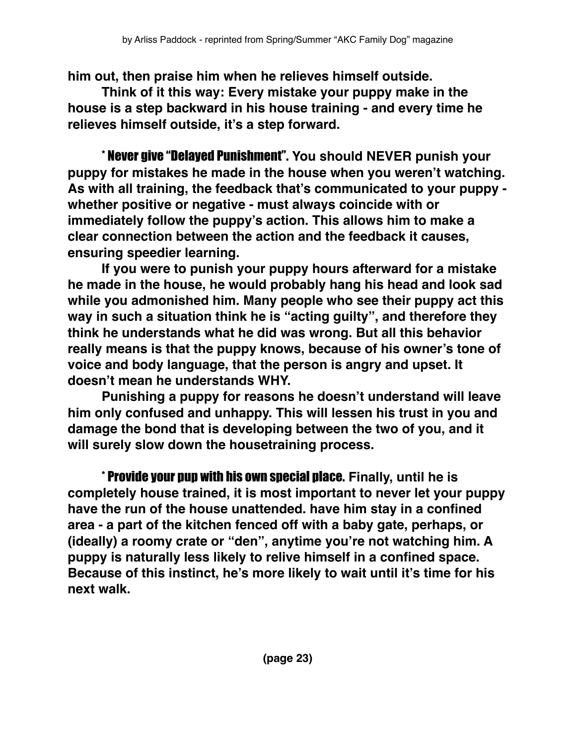**him out, then praise him when he relieves himself outside.**

**Think of it this way: Every mistake your puppy make in the house is a step backward in his house training - and every time he relieves himself outside, it's a step forward.**

* Never give "Delayed Punishment". **You should NEVER punish your puppy for mistakes he made in the house when you weren't watching. As with all training, the feedback that's communicated to your puppy - whether positive or negative - must always coincide with or immediately follow the puppy's action. This allows him to make a clear connection between the action and the feedback it causes, ensuring speedier learning.**

**If you were to punish your puppy hours afterward for a mistake he made in the house, he would probably hang his head and look sad while you admonished him. Many people who see their puppy act this way in such a situation think he is "acting guilty", and therefore they think he understands what he did was wrong. But all this behavior really means is that the puppy knows, because of his owner's tone of voice and body language, that the person is angry and upset. It doesn't mean he understands WHY.**

**Punishing a puppy for reasons he doesn't understand will leave him only confused and unhappy. This will lessen his trust in you and damage the bond that is developing between the two of you, and it will surely slow down the housetraining process.**

* Provide your pup with his own special place. **Finally, until he is completely house trained, it is most important to never let your puppy have the run of the house unattended. have him stay in a confined area - a part of the kitchen fenced off with a baby gate, perhaps, or (ideally) a roomy crate or "den", anytime you're not watching him. A puppy is naturally less likely to relive himself in a confined space. Because of this instinct, he's more likely to wait until it's time for his next walk.**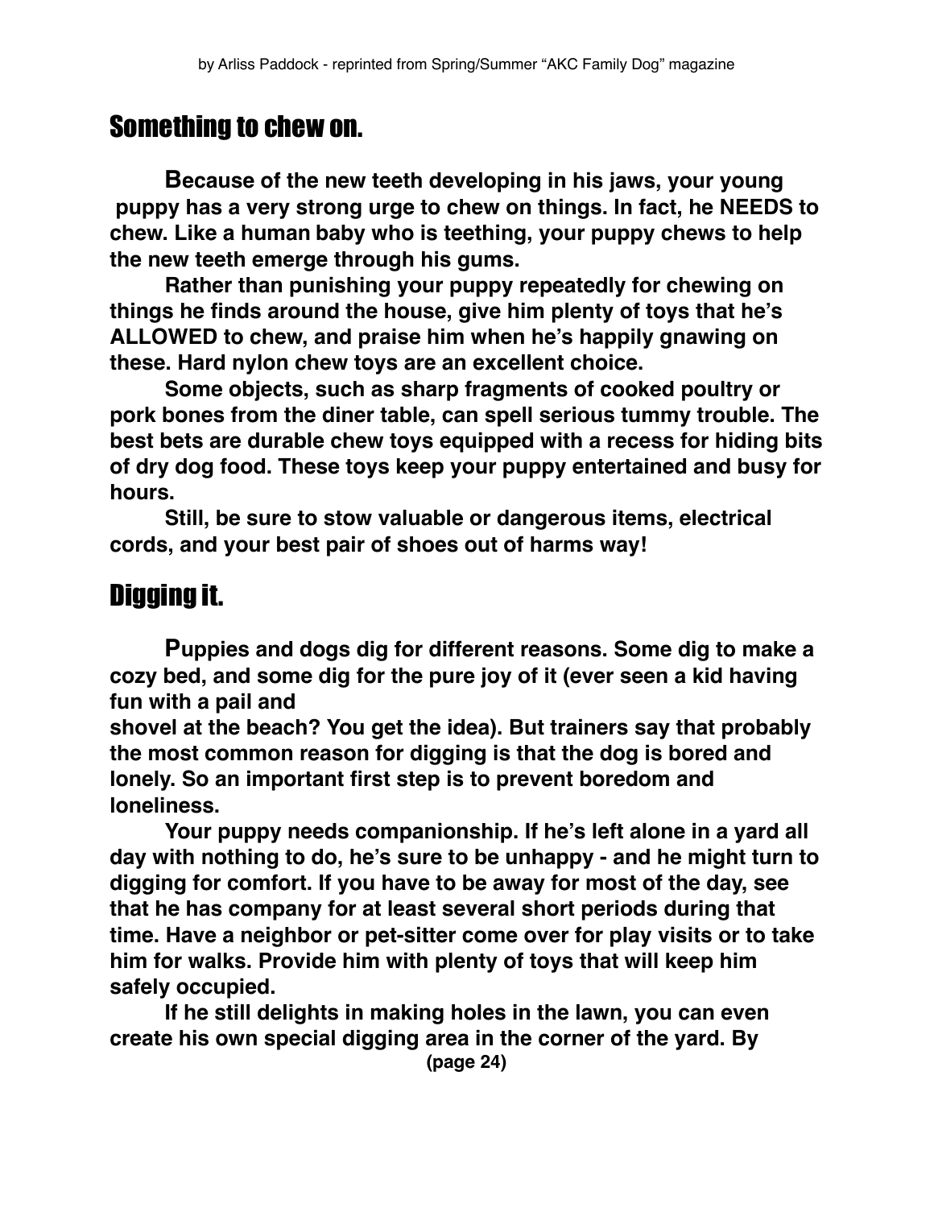## Something to chew on.

**Because of the new teeth developing in his jaws, your young puppy has a very strong urge to chew on things. In fact, he NEEDS to chew. Like a human baby who is teething, your puppy chews to help the new teeth emerge through his gums.**

**Rather than punishing your puppy repeatedly for chewing on things he finds around the house, give him plenty of toys that he's ALLOWED to chew, and praise him when he's happily gnawing on these. Hard nylon chew toys are an excellent choice.**

**Some objects, such as sharp fragments of cooked poultry or pork bones from the diner table, can spell serious tummy trouble. The best bets are durable chew toys equipped with a recess for hiding bits of dry dog food. These toys keep your puppy entertained and busy for hours.**

**Still, be sure to stow valuable or dangerous items, electrical cords, and your best pair of shoes out of harms way!**

## Digging it.

**Puppies and dogs dig for different reasons. Some dig to make a cozy bed, and some dig for the pure joy of it (ever seen a kid having fun with a pail and shovel at the beach? You get the idea). But trainers say that probably the most common reason for digging is that the dog is bored and lonely. So an important first step is to prevent boredom and loneliness.**

**Your puppy needs companionship. If he's left alone in a yard all day with nothing to do, he's sure to be unhappy - and he might turn to digging for comfort. If you have to be away for most of the day, see that he has company for at least several short periods during that time. Have a neighbor or pet-sitter come over for play visits or to take him for walks. Provide him with plenty of toys that will keep him safely occupied.**

**If he still delights in making holes in the lawn, you can even create his own special digging area in the corner of the yard. By**

**(page 24)**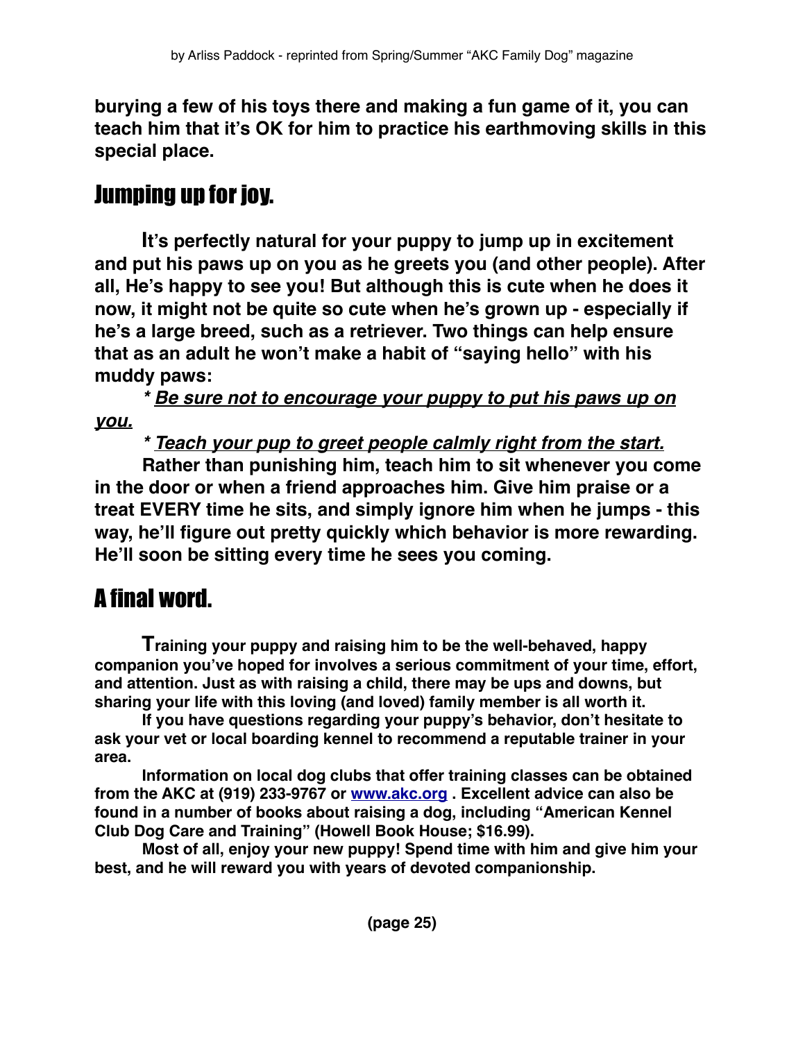**burying a few of his toys there and making a fun game of it, you can teach him that it's OK for him to practice his earthmoving skills in this special place.**

## Jumping up for joy.

**It's perfectly natural for your puppy to jump up in excitement and put his paws up on you as he greets you (and other people). After all, He's happy to see you! But although this is cute when he does it now, it might not be quite so cute when he's grown up - especially if he's a large breed, such as a retriever. Two things can help ensure that as an adult he won't make a habit of "saying hello" with his muddy paws:**

***\* Be sure not to encourage your puppy to put his paws up on you.***

***\* Teach your pup to greet people calmly right from the start.***

**Rather than punishing him, teach him to sit whenever you come in the door or when a friend approaches him. Give him praise or a treat EVERY time he sits, and simply ignore him when he jumps - this way, he'll figure out pretty quickly which behavior is more rewarding. He'll soon be sitting every time he sees you coming.**

## A final word.

**Training your puppy and raising him to be the well-behaved, happy companion you've hoped for involves a serious commitment of your time, effort, and attention. Just as with raising a child, there may be ups and downs, but sharing your life with this loving (and loved) family member is all worth it.**

**If you have questions regarding your puppy's behavior, don't hesitate to ask your vet or local boarding kennel to recommend a reputable trainer in your area.**

**Information on local dog clubs that offer training classes can be obtained from the AKC at (919) 233-9767 or [www.akc.org](http://www.akc.org) . Excellent advice can also be found in a number of books about raising a dog, including "American Kennel Club Dog Care and Training" (Howell Book House; $16.99).**

**Most of all, enjoy your new puppy! Spend time with him and give him your best, and he will reward you with years of devoted companionship.**